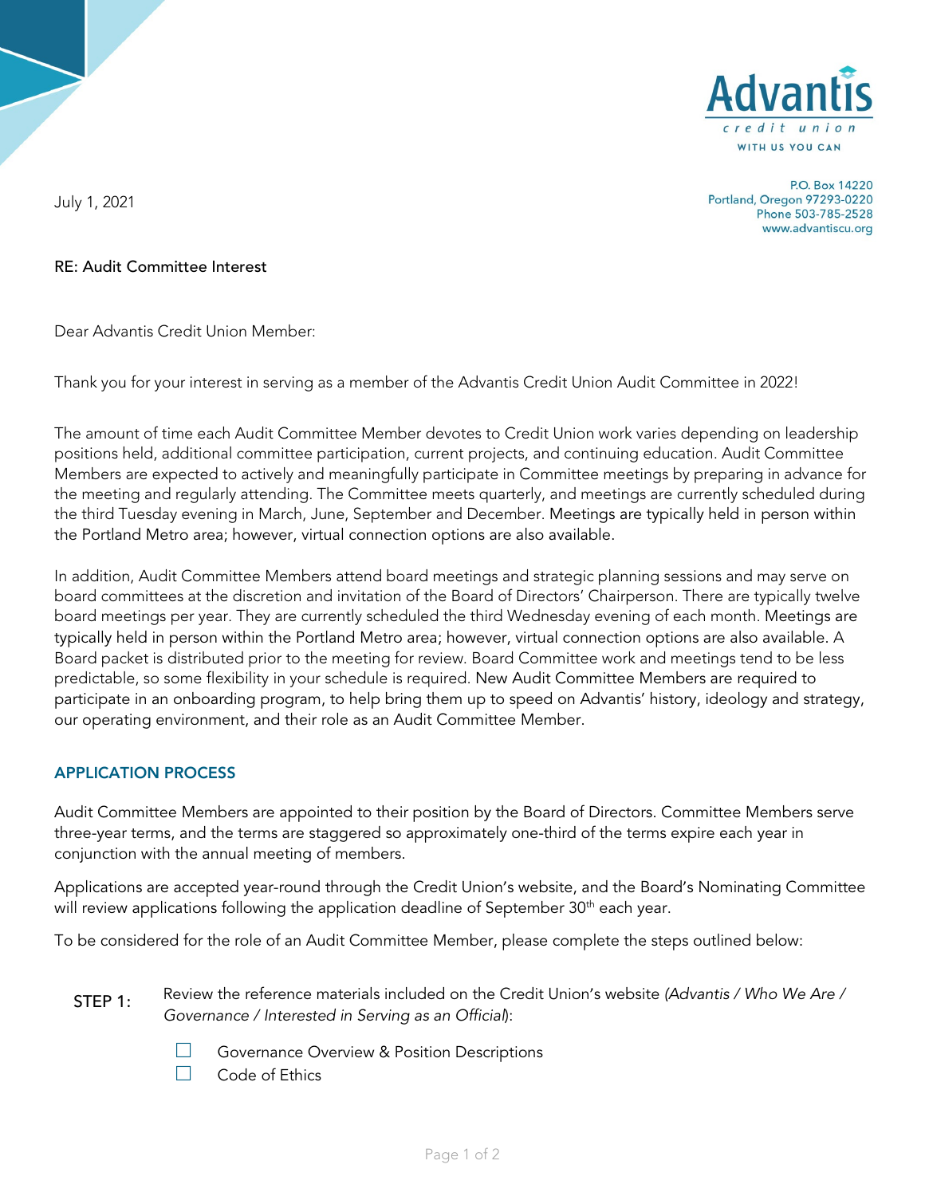Advantis
credit union
WITH US YOU CAN

P.O. Box 14220
Portland, Oregon 97293-0220
Phone 503-785-2528
www.advantiscu.org

July 1, 2021

RE: Audit Committee Interest

Dear Advantis Credit Union Member:

Thank you for your interest in serving as a member of the Advantis Credit Union Audit Committee in 2022!

The amount of time each Audit Committee Member devotes to Credit Union work varies depending on leadership positions held, additional committee participation, current projects, and continuing education. Audit Committee Members are expected to actively and meaningfully participate in Committee meetings by preparing in advance for the meeting and regularly attending. The Committee meets quarterly, and meetings are currently scheduled during the third Tuesday evening in March, June, September and December. Meetings are typically held in person within the Portland Metro area; however, virtual connection options are also available.

In addition, Audit Committee Members attend board meetings and strategic planning sessions and may serve on board committees at the discretion and invitation of the Board of Directors' Chairperson. There are typically twelve board meetings per year. They are currently scheduled the third Wednesday evening of each month. Meetings are typically held in person within the Portland Metro area; however, virtual connection options are also available. A Board packet is distributed prior to the meeting for review. Board Committee work and meetings tend to be less predictable, so some flexibility in your schedule is required. New Audit Committee Members are required to participate in an onboarding program, to help bring them up to speed on Advantis' history, ideology and strategy, our operating environment, and their role as an Audit Committee Member.

## APPLICATION PROCESS

Audit Committee Members are appointed to their position by the Board of Directors. Committee Members serve three-year terms, and the terms are staggered so approximately one-third of the terms expire each year in conjunction with the annual meeting of members.

Applications are accepted year-round through the Credit Union's website, and the Board's Nominating Committee will review applications following the application deadline of September 30th each year.

To be considered for the role of an Audit Committee Member, please complete the steps outlined below:

STEP 1: Review the reference materials included on the Credit Union's website (*Advantis / Who We Are / Governance / Interested in Serving as an Official*):

- ☐ Governance Overview & Position Descriptions
- ☐ Code of Ethics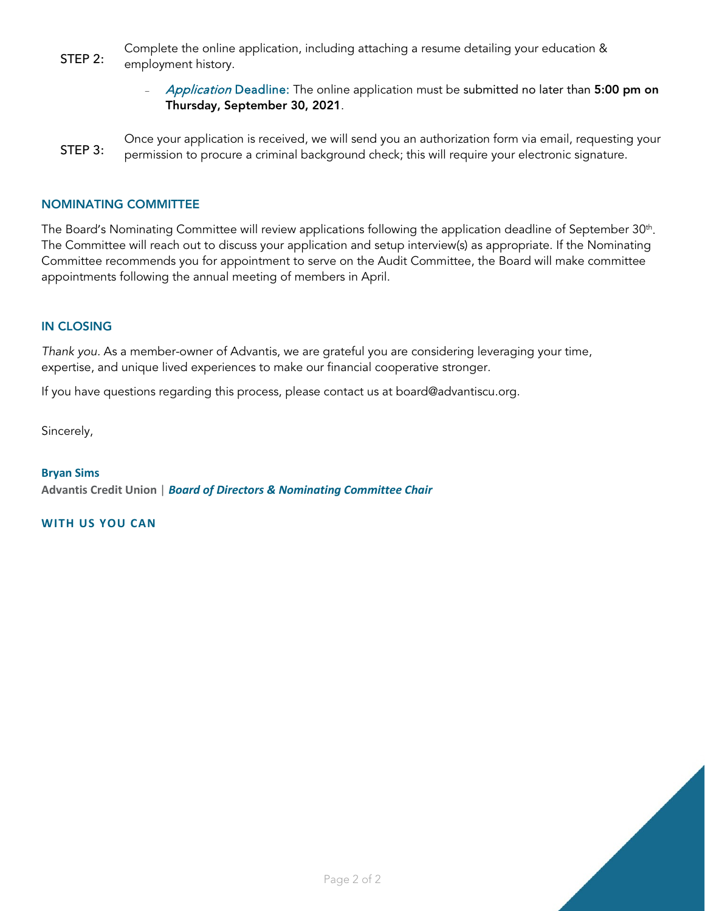**STEP 2:** Complete the online application, including attaching a resume detailing your education & employment history.

- *Application* **Deadline:** The online application must be submitted no later than **5:00 pm on Thursday, September 30, 2021**.

**STEP 3:** Once your application is received, we will send you an authorization form via email, requesting your permission to procure a criminal background check; this will require your electronic signature.

## NOMINATING COMMITTEE

The Board's Nominating Committee will review applications following the application deadline of September 30th. The Committee will reach out to discuss your application and setup interview(s) as appropriate. If the Nominating Committee recommends you for appointment to serve on the Audit Committee, the Board will make committee appointments following the annual meeting of members in April.

## IN CLOSING

*Thank you*. As a member-owner of Advantis, we are grateful you are considering leveraging your time, expertise, and unique lived experiences to make our financial cooperative stronger.

If you have questions regarding this process, please contact us at board@advantiscu.org.

Sincerely,

**Bryan Sims**
**Advantis Credit Union** | ***Board of Directors & Nominating Committee Chair***

**WITH US YOU CAN**